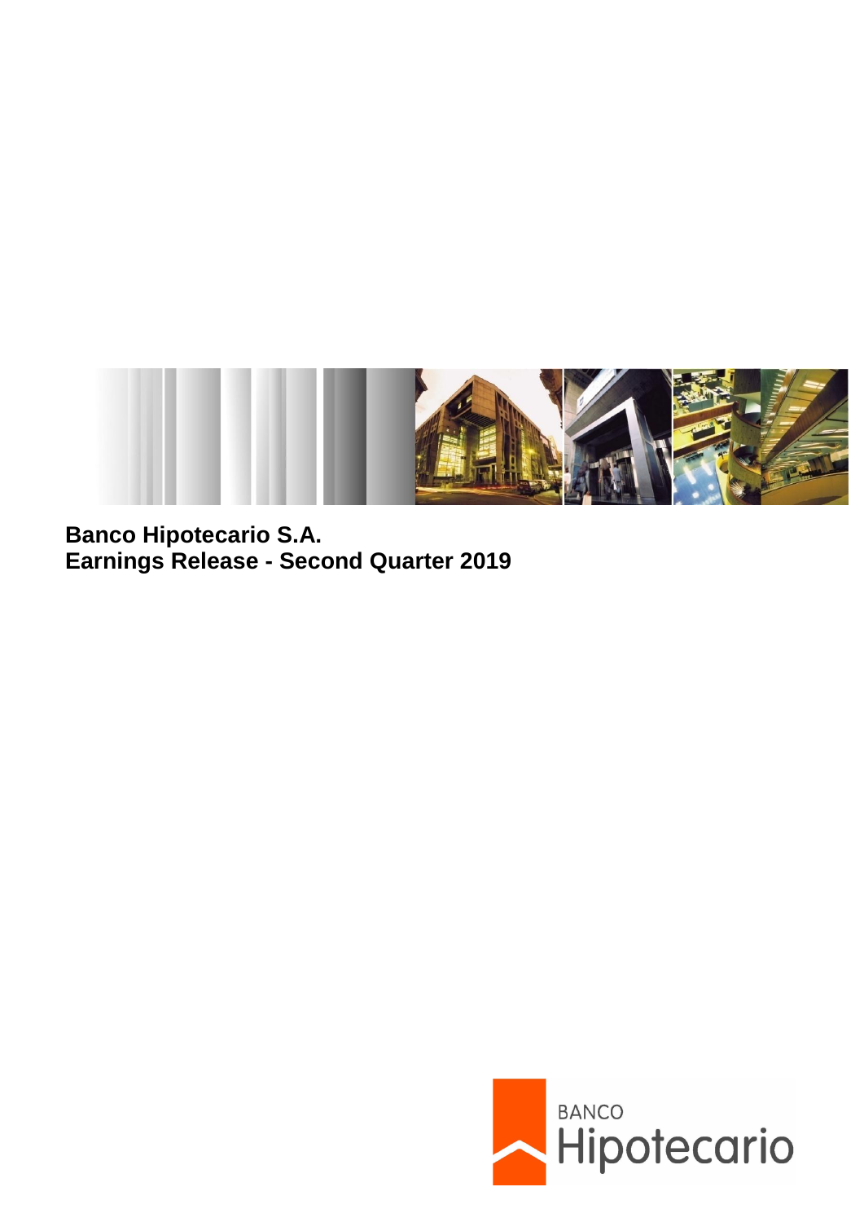**Banco Hipotecario S.A.**
**Earnings Release - Second Quarter 2019**

BANCO
Hipotecario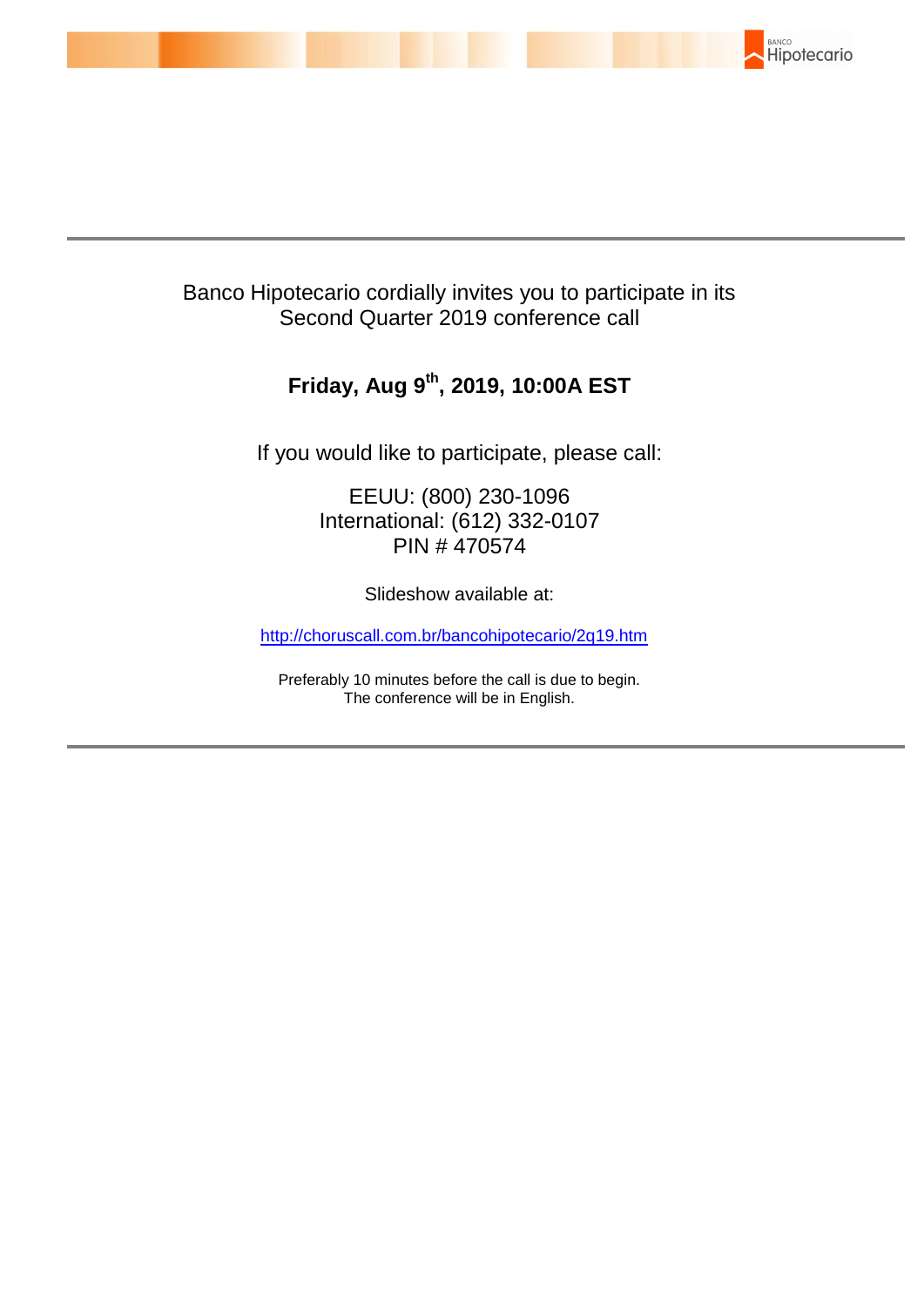Banco Hipotecario cordially invites you to participate in its Second Quarter 2019 conference call

**Friday, Aug 9th, 2019, 10:00A EST**

If you would like to participate, please call:

EEUU: (800) 230-1096
International: (612) 332-0107
PIN # 470574

Slideshow available at:

http://choruscall.com.br/bancohipotecario/2q19.htm

Preferably 10 minutes before the call is due to begin.
The conference will be in English.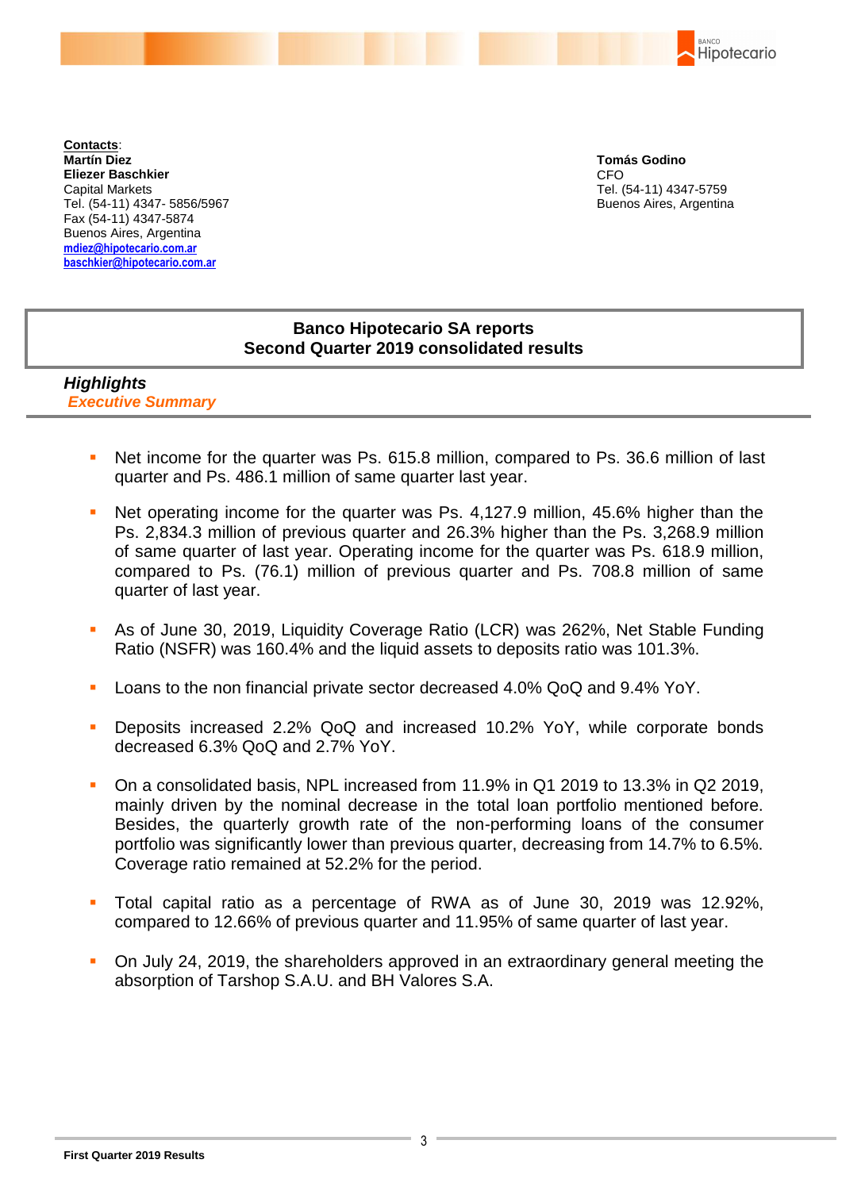**Contacts**:
**Martín Diez**
**Eliezer Baschkier**
Capital Markets
Tel. (54-11) 4347- 5856/5967
Fax (54-11) 4347-5874
Buenos Aires, Argentina
mdiez@hipotecario.com.ar
baschkier@hipotecario.com.ar

**Tomás Godino**
CFO
Tel. (54-11) 4347-5759
Buenos Aires, Argentina

# Banco Hipotecario SA reports Second Quarter 2019 consolidated results

## *Highlights*

### *Executive Summary*

- Net income for the quarter was Ps. 615.8 million, compared to Ps. 36.6 million of last quarter and Ps. 486.1 million of same quarter last year.
- Net operating income for the quarter was Ps. 4,127.9 million, 45.6% higher than the Ps. 2,834.3 million of previous quarter and 26.3% higher than the Ps. 3,268.9 million of same quarter of last year. Operating income for the quarter was Ps. 618.9 million, compared to Ps. (76.1) million of previous quarter and Ps. 708.8 million of same quarter of last year.
- As of June 30, 2019, Liquidity Coverage Ratio (LCR) was 262%, Net Stable Funding Ratio (NSFR) was 160.4% and the liquid assets to deposits ratio was 101.3%.
- Loans to the non financial private sector decreased 4.0% QoQ and 9.4% YoY.
- Deposits increased 2.2% QoQ and increased 10.2% YoY, while corporate bonds decreased 6.3% QoQ and 2.7% YoY.
- On a consolidated basis, NPL increased from 11.9% in Q1 2019 to 13.3% in Q2 2019, mainly driven by the nominal decrease in the total loan portfolio mentioned before. Besides, the quarterly growth rate of the non-performing loans of the consumer portfolio was significantly lower than previous quarter, decreasing from 14.7% to 6.5%. Coverage ratio remained at 52.2% for the period.
- Total capital ratio as a percentage of RWA as of June 30, 2019 was 12.92%, compared to 12.66% of previous quarter and 11.95% of same quarter of last year.
- On July 24, 2019, the shareholders approved in an extraordinary general meeting the absorption of Tarshop S.A.U. and BH Valores S.A.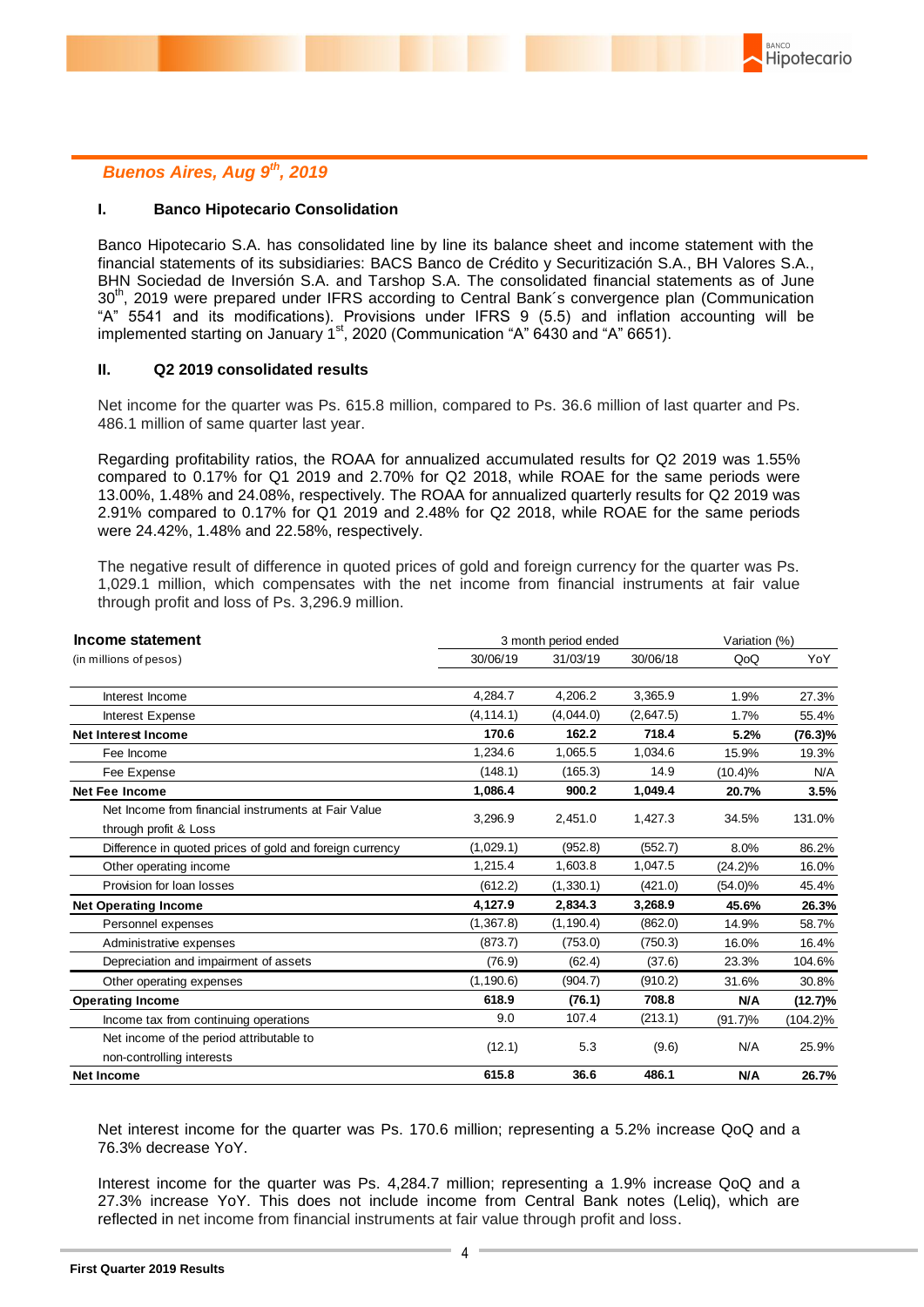*Buenos Aires, Aug 9th, 2019*

## I. Banco Hipotecario Consolidation

Banco Hipotecario S.A. has consolidated line by line its balance sheet and income statement with the financial statements of its subsidiaries: BACS Banco de Crédito y Securitización S.A., BH Valores S.A., BHN Sociedad de Inversión S.A. and Tarshop S.A. The consolidated financial statements as of June 30th, 2019 were prepared under IFRS according to Central Bank´s convergence plan (Communication "A" 5541 and its modifications). Provisions under IFRS 9 (5.5) and inflation accounting will be implemented starting on January 1st, 2020 (Communication "A" 6430 and "A" 6651).

## II. Q2 2019 consolidated results

Net income for the quarter was Ps. 615.8 million, compared to Ps. 36.6 million of last quarter and Ps. 486.1 million of same quarter last year.

Regarding profitability ratios, the ROAA for annualized accumulated results for Q2 2019 was 1.55% compared to 0.17% for Q1 2019 and 2.70% for Q2 2018, while ROAE for the same periods were 13.00%, 1.48% and 24.08%, respectively. The ROAA for annualized quarterly results for Q2 2019 was 2.91% compared to 0.17% for Q1 2019 and 2.48% for Q2 2018, while ROAE for the same periods were 24.42%, 1.48% and 22.58%, respectively.

The negative result of difference in quoted prices of gold and foreign currency for the quarter was Ps. 1,029.1 million, which compensates with the net income from financial instruments at fair value through profit and loss of Ps. 3,296.9 million.

| **Income statement** | 3 month period ended | | | Variation (%) | |
|---|---|---|---|---|---|
| (in millions of pesos) | 30/06/19 | 31/03/19 | 30/06/18 | QoQ | YoY |
| Interest Income | 4,284.7 | 4,206.2 | 3,365.9 | 1.9% | 27.3% |
| Interest Expense | (4,114.1) | (4,044.0) | (2,647.5) | 1.7% | 55.4% |
| **Net Interest Income** | **170.6** | **162.2** | **718.4** | **5.2%** | **(76.3)%** |
| Fee Income | 1,234.6 | 1,065.5 | 1,034.6 | 15.9% | 19.3% |
| Fee Expense | (148.1) | (165.3) | 14.9 | (10.4)% | N/A |
| **Net Fee Income** | **1,086.4** | **900.2** | **1,049.4** | **20.7%** | **3.5%** |
| Net Income from financial instruments at Fair Value through profit & Loss | 3,296.9 | 2,451.0 | 1,427.3 | 34.5% | 131.0% |
| Difference in quoted prices of gold and foreign currency | (1,029.1) | (952.8) | (552.7) | 8.0% | 86.2% |
| Other operating income | 1,215.4 | 1,603.8 | 1,047.5 | (24.2)% | 16.0% |
| Provision for loan losses | (612.2) | (1,330.1) | (421.0) | (54.0)% | 45.4% |
| **Net Operating Income** | **4,127.9** | **2,834.3** | **3,268.9** | **45.6%** | **26.3%** |
| Personnel expenses | (1,367.8) | (1,190.4) | (862.0) | 14.9% | 58.7% |
| Administrative expenses | (873.7) | (753.0) | (750.3) | 16.0% | 16.4% |
| Depreciation and impairment of assets | (76.9) | (62.4) | (37.6) | 23.3% | 104.6% |
| Other operating expenses | (1,190.6) | (904.7) | (910.2) | 31.6% | 30.8% |
| **Operating Income** | **618.9** | **(76.1)** | **708.8** | **N/A** | **(12.7)%** |
| Income tax from continuing operations | 9.0 | 107.4 | (213.1) | (91.7)% | (104.2)% |
| Net income of the period attributable to non-controlling interests | (12.1) | 5.3 | (9.6) | N/A | 25.9% |
| **Net Income** | **615.8** | **36.6** | **486.1** | **N/A** | **26.7%** |

Net interest income for the quarter was Ps. 170.6 million; representing a 5.2% increase QoQ and a 76.3% decrease YoY.

Interest income for the quarter was Ps. 4,284.7 million; representing a 1.9% increase QoQ and a 27.3% increase YoY. This does not include income from Central Bank notes (Leliq), which are reflected in net income from financial instruments at fair value through profit and loss.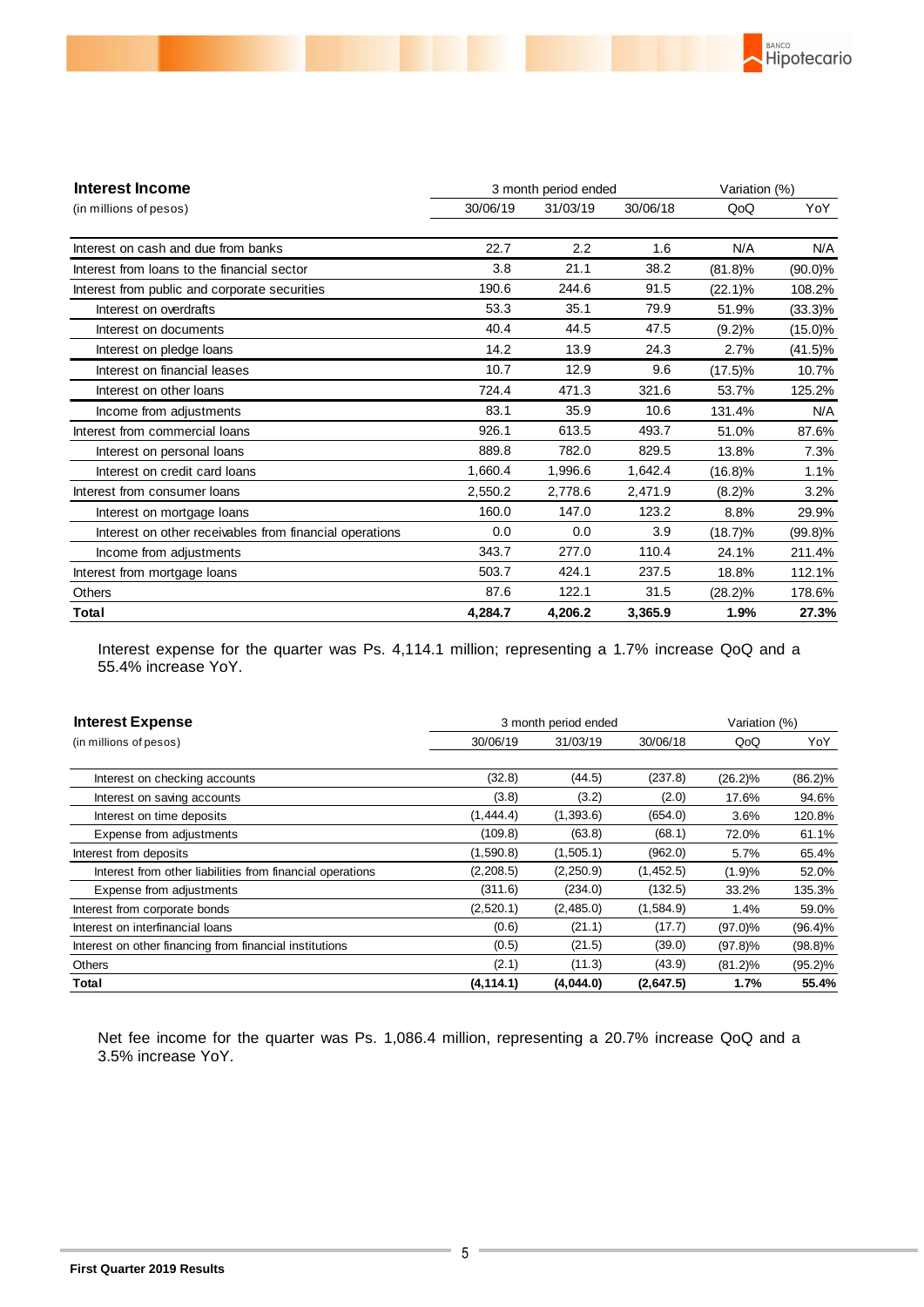| **Interest Income** | 3 month period ended | | | Variation (%) | |
|---|---|---|---|---|---|
| (in millions of pesos) | 30/06/19 | 31/03/19 | 30/06/18 | QoQ | YoY |
| Interest on cash and due from banks | 22.7 | 2.2 | 1.6 | N/A | N/A |
| Interest from loans to the financial sector | 3.8 | 21.1 | 38.2 | (81.8)% | (90.0)% |
| Interest from public and corporate securities | 190.6 | 244.6 | 91.5 | (22.1)% | 108.2% |
| Interest on overdrafts | 53.3 | 35.1 | 79.9 | 51.9% | (33.3)% |
| Interest on documents | 40.4 | 44.5 | 47.5 | (9.2)% | (15.0)% |
| Interest on pledge loans | 14.2 | 13.9 | 24.3 | 2.7% | (41.5)% |
| Interest on financial leases | 10.7 | 12.9 | 9.6 | (17.5)% | 10.7% |
| Interest on other loans | 724.4 | 471.3 | 321.6 | 53.7% | 125.2% |
| Income from adjustments | 83.1 | 35.9 | 10.6 | 131.4% | N/A |
| Interest from commercial loans | 926.1 | 613.5 | 493.7 | 51.0% | 87.6% |
| Interest on personal loans | 889.8 | 782.0 | 829.5 | 13.8% | 7.3% |
| Interest on credit card loans | 1,660.4 | 1,996.6 | 1,642.4 | (16.8)% | 1.1% |
| Interest from consumer loans | 2,550.2 | 2,778.6 | 2,471.9 | (8.2)% | 3.2% |
| Interest on mortgage loans | 160.0 | 147.0 | 123.2 | 8.8% | 29.9% |
| Interest on other receivables from financial operations | 0.0 | 0.0 | 3.9 | (18.7)% | (99.8)% |
| Income from adjustments | 343.7 | 277.0 | 110.4 | 24.1% | 211.4% |
| Interest from mortgage loans | 503.7 | 424.1 | 237.5 | 18.8% | 112.1% |
| Others | 87.6 | 122.1 | 31.5 | (28.2)% | 178.6% |
| **Total** | **4,284.7** | **4,206.2** | **3,365.9** | **1.9%** | **27.3%** |

Interest expense for the quarter was Ps. 4,114.1 million; representing a 1.7% increase QoQ and a 55.4% increase YoY.

| **Interest Expense** | 3 month period ended | | | Variation (%) | |
|---|---|---|---|---|---|
| (in millions of pesos) | 30/06/19 | 31/03/19 | 30/06/18 | QoQ | YoY |
| Interest on checking accounts | (32.8) | (44.5) | (237.8) | (26.2)% | (86.2)% |
| Interest on saving accounts | (3.8) | (3.2) | (2.0) | 17.6% | 94.6% |
| Interest on time deposits | (1,444.4) | (1,393.6) | (654.0) | 3.6% | 120.8% |
| Expense from adjustments | (109.8) | (63.8) | (68.1) | 72.0% | 61.1% |
| Interest from deposits | (1,590.8) | (1,505.1) | (962.0) | 5.7% | 65.4% |
| Interest from other liabilities from financial operations | (2,208.5) | (2,250.9) | (1,452.5) | (1.9)% | 52.0% |
| Expense from adjustments | (311.6) | (234.0) | (132.5) | 33.2% | 135.3% |
| Interest from corporate bonds | (2,520.1) | (2,485.0) | (1,584.9) | 1.4% | 59.0% |
| Interest on interfinancial loans | (0.6) | (21.1) | (17.7) | (97.0)% | (96.4)% |
| Interest on other financing from financial institutions | (0.5) | (21.5) | (39.0) | (97.8)% | (98.8)% |
| Others | (2.1) | (11.3) | (43.9) | (81.2)% | (95.2)% |
| **Total** | **(4,114.1)** | **(4,044.0)** | **(2,647.5)** | **1.7%** | **55.4%** |

Net fee income for the quarter was Ps. 1,086.4 million, representing a 20.7% increase QoQ and a 3.5% increase YoY.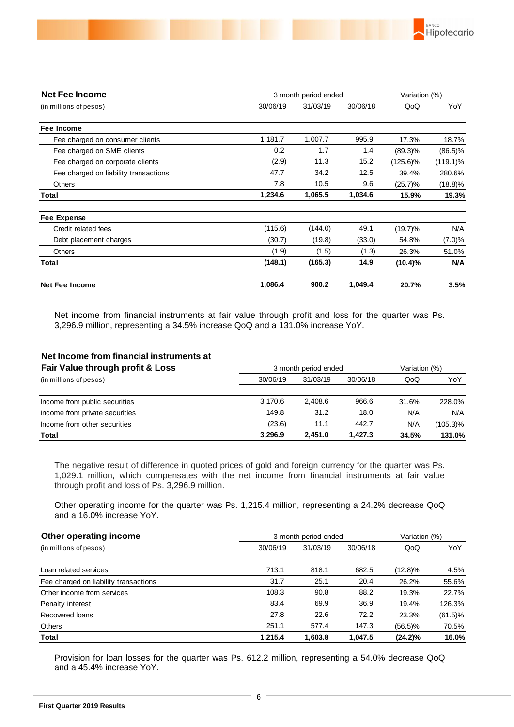| **Net Fee Income** | 3 month period ended | | | Variation (%) | |
|---|---|---|---|---|---|
| (in millions of pesos) | 30/06/19 | 31/03/19 | 30/06/18 | QoQ | YoY |
| **Fee Income** | | | | | |
| Fee charged on consumer clients | 1,181.7 | 1,007.7 | 995.9 | 17.3% | 18.7% |
| Fee charged on SME clients | 0.2 | 1.7 | 1.4 | (89.3)% | (86.5)% |
| Fee charged on corporate clients | (2.9) | 11.3 | 15.2 | (125.6)% | (119.1)% |
| Fee charged on liability transactions | 47.7 | 34.2 | 12.5 | 39.4% | 280.6% |
| Others | 7.8 | 10.5 | 9.6 | (25.7)% | (18.8)% |
| **Total** | **1,234.6** | **1,065.5** | **1,034.6** | **15.9%** | **19.3%** |
| **Fee Expense** | | | | | |
| Credit related fees | (115.6) | (144.0) | 49.1 | (19.7)% | N/A |
| Debt placement charges | (30.7) | (19.8) | (33.0) | 54.8% | (7.0)% |
| Others | (1.9) | (1.5) | (1.3) | 26.3% | 51.0% |
| **Total** | **(148.1)** | **(165.3)** | **14.9** | **(10.4)%** | **N/A** |
| **Net Fee Income** | **1,086.4** | **900.2** | **1,049.4** | **20.7%** | **3.5%** |

Net income from financial instruments at fair value through profit and loss for the quarter was Ps. 3,296.9 million, representing a 34.5% increase QoQ and a 131.0% increase YoY.

| **Net Income from financial instruments at Fair Value through profit & Loss** | 3 month period ended | | | Variation (%) | |
|---|---|---|---|---|---|
| (in millions of pesos) | 30/06/19 | 31/03/19 | 30/06/18 | QoQ | YoY |
| Income from public securities | 3,170.6 | 2,408.6 | 966.6 | 31.6% | 228.0% |
| Income from private securities | 149.8 | 31.2 | 18.0 | N/A | N/A |
| Income from other securities | (23.6) | 11.1 | 442.7 | N/A | (105.3)% |
| **Total** | **3,296.9** | **2,451.0** | **1,427.3** | **34.5%** | **131.0%** |

The negative result of difference in quoted prices of gold and foreign currency for the quarter was Ps. 1,029.1 million, which compensates with the net income from financial instruments at fair value through profit and loss of Ps. 3,296.9 million.

Other operating income for the quarter was Ps. 1,215.4 million, representing a 24.2% decrease QoQ and a 16.0% increase YoY.

| **Other operating income** | 3 month period ended | | | Variation (%) | |
|---|---|---|---|---|---|
| (in millions of pesos) | 30/06/19 | 31/03/19 | 30/06/18 | QoQ | YoY |
| Loan related services | 713.1 | 818.1 | 682.5 | (12.8)% | 4.5% |
| Fee charged on liability transactions | 31.7 | 25.1 | 20.4 | 26.2% | 55.6% |
| Other income from services | 108.3 | 90.8 | 88.2 | 19.3% | 22.7% |
| Penalty interest | 83.4 | 69.9 | 36.9 | 19.4% | 126.3% |
| Recovered loans | 27.8 | 22.6 | 72.2 | 23.3% | (61.5)% |
| Others | 251.1 | 577.4 | 147.3 | (56.5)% | 70.5% |
| **Total** | **1,215.4** | **1,603.8** | **1,047.5** | **(24.2)%** | **16.0%** |

Provision for loan losses for the quarter was Ps. 612.2 million, representing a 54.0% decrease QoQ and a 45.4% increase YoY.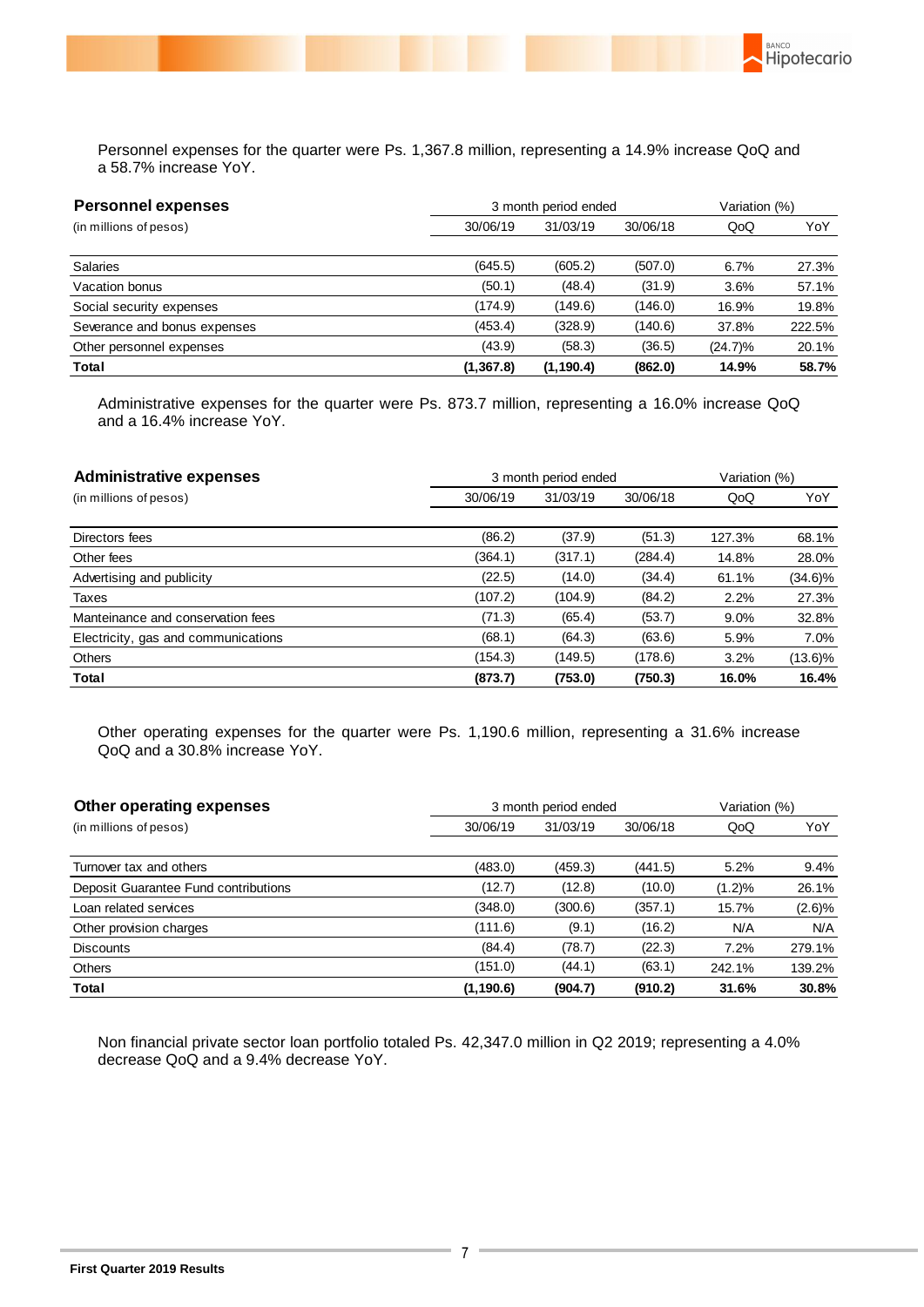Personnel expenses for the quarter were Ps. 1,367.8 million, representing a 14.9% increase QoQ and a 58.7% increase YoY.

| **Personnel expenses** | 3 month period ended | | | Variation (%) | |
|---|---|---|---|---|---|
| (in millions of pesos) | 30/06/19 | 31/03/19 | 30/06/18 | QoQ | YoY |
| Salaries | (645.5) | (605.2) | (507.0) | 6.7% | 27.3% |
| Vacation bonus | (50.1) | (48.4) | (31.9) | 3.6% | 57.1% |
| Social security expenses | (174.9) | (149.6) | (146.0) | 16.9% | 19.8% |
| Severance and bonus expenses | (453.4) | (328.9) | (140.6) | 37.8% | 222.5% |
| Other personnel expenses | (43.9) | (58.3) | (36.5) | (24.7)% | 20.1% |
| **Total** | **(1,367.8)** | **(1,190.4)** | **(862.0)** | **14.9%** | **58.7%** |

Administrative expenses for the quarter were Ps. 873.7 million, representing a 16.0% increase QoQ and a 16.4% increase YoY.

| **Administrative expenses** | 3 month period ended | | | Variation (%) | |
|---|---|---|---|---|---|
| (in millions of pesos) | 30/06/19 | 31/03/19 | 30/06/18 | QoQ | YoY |
| Directors fees | (86.2) | (37.9) | (51.3) | 127.3% | 68.1% |
| Other fees | (364.1) | (317.1) | (284.4) | 14.8% | 28.0% |
| Advertising and publicity | (22.5) | (14.0) | (34.4) | 61.1% | (34.6)% |
| Taxes | (107.2) | (104.9) | (84.2) | 2.2% | 27.3% |
| Manteinance and conservation fees | (71.3) | (65.4) | (53.7) | 9.0% | 32.8% |
| Electricity, gas and communications | (68.1) | (64.3) | (63.6) | 5.9% | 7.0% |
| Others | (154.3) | (149.5) | (178.6) | 3.2% | (13.6)% |
| **Total** | **(873.7)** | **(753.0)** | **(750.3)** | **16.0%** | **16.4%** |

Other operating expenses for the quarter were Ps. 1,190.6 million, representing a 31.6% increase QoQ and a 30.8% increase YoY.

| **Other operating expenses** | 3 month period ended | | | Variation (%) | |
|---|---|---|---|---|---|
| (in millions of pesos) | 30/06/19 | 31/03/19 | 30/06/18 | QoQ | YoY |
| Turnover tax and others | (483.0) | (459.3) | (441.5) | 5.2% | 9.4% |
| Deposit Guarantee Fund contributions | (12.7) | (12.8) | (10.0) | (1.2)% | 26.1% |
| Loan related services | (348.0) | (300.6) | (357.1) | 15.7% | (2.6)% |
| Other provision charges | (111.6) | (9.1) | (16.2) | N/A | N/A |
| Discounts | (84.4) | (78.7) | (22.3) | 7.2% | 279.1% |
| Others | (151.0) | (44.1) | (63.1) | 242.1% | 139.2% |
| **Total** | **(1,190.6)** | **(904.7)** | **(910.2)** | **31.6%** | **30.8%** |

Non financial private sector loan portfolio totaled Ps. 42,347.0 million in Q2 2019; representing a 4.0% decrease QoQ and a 9.4% decrease YoY.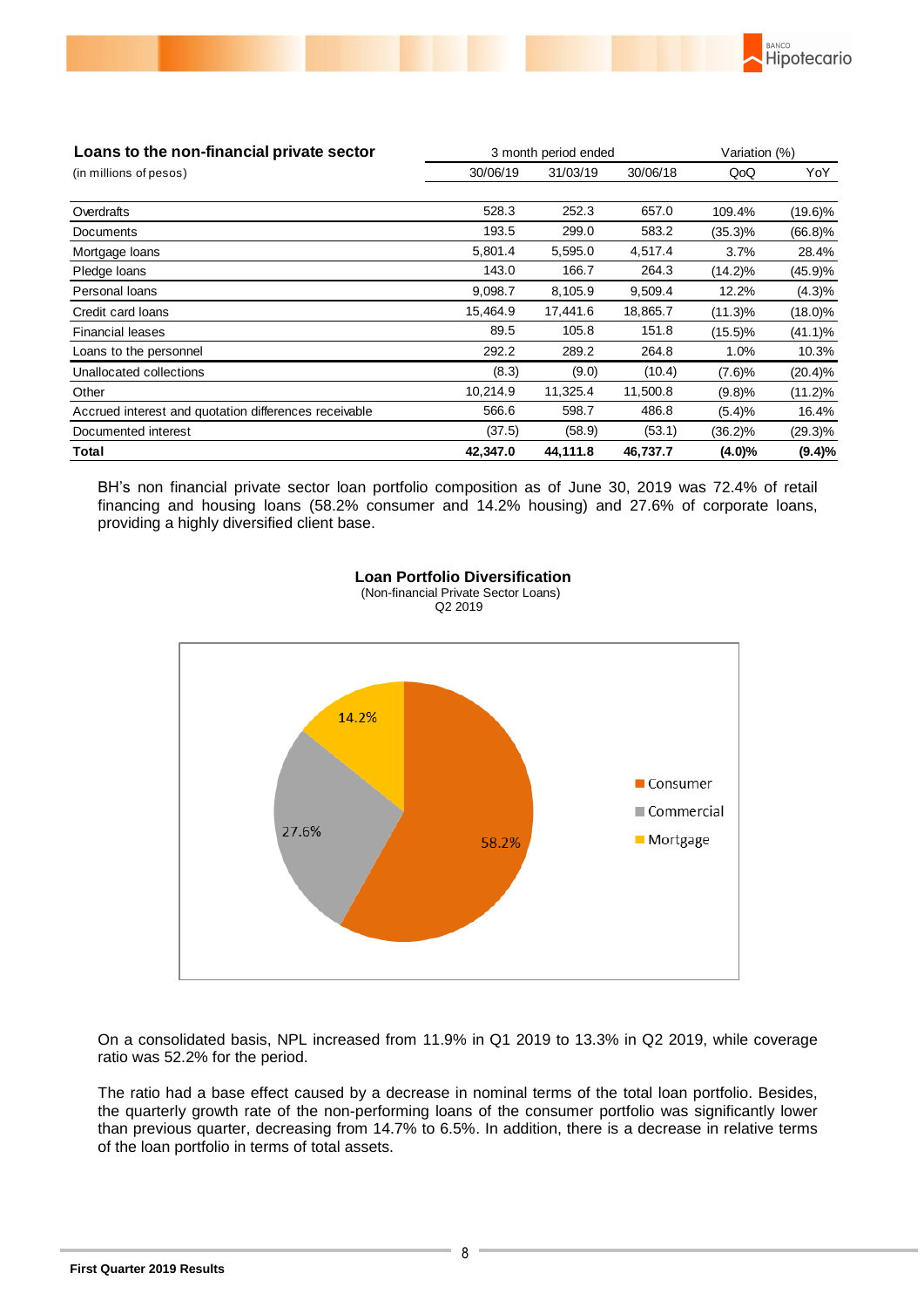| **Loans to the non-financial private sector** | 3 month period ended | | | Variation (%) | |
|---|---|---|---|---|---|
| (in millions of pesos) | 30/06/19 | 31/03/19 | 30/06/18 | QoQ | YoY |
| Overdrafts | 528.3 | 252.3 | 657.0 | 109.4% | (19.6)% |
| Documents | 193.5 | 299.0 | 583.2 | (35.3)% | (66.8)% |
| Mortgage loans | 5,801.4 | 5,595.0 | 4,517.4 | 3.7% | 28.4% |
| Pledge loans | 143.0 | 166.7 | 264.3 | (14.2)% | (45.9)% |
| Personal loans | 9,098.7 | 8,105.9 | 9,509.4 | 12.2% | (4.3)% |
| Credit card loans | 15,464.9 | 17,441.6 | 18,865.7 | (11.3)% | (18.0)% |
| Financial leases | 89.5 | 105.8 | 151.8 | (15.5)% | (41.1)% |
| Loans to the personnel | 292.2 | 289.2 | 264.8 | 1.0% | 10.3% |
| Unallocated collections | (8.3) | (9.0) | (10.4) | (7.6)% | (20.4)% |
| Other | 10,214.9 | 11,325.4 | 11,500.8 | (9.8)% | (11.2)% |
| Accrued interest and quotation differences receivable | 566.6 | 598.7 | 486.8 | (5.4)% | 16.4% |
| Documented interest | (37.5) | (58.9) | (53.1) | (36.2)% | (29.3)% |
| **Total** | **42,347.0** | **44,111.8** | **46,737.7** | **(4.0)%** | **(9.4)%** |

BH's non financial private sector loan portfolio composition as of June 30, 2019 was 72.4% of retail financing and housing loans (58.2% consumer and 14.2% housing) and 27.6% of corporate loans, providing a highly diversified client base.

**Loan Portfolio Diversification**
(Non-financial Private Sector Loans)
Q2 2019

| Segment | % |
|---|---|
| Consumer | 58.2% |
| Commercial | 27.6% |
| Mortgage | 14.2% |

On a consolidated basis, NPL increased from 11.9% in Q1 2019 to 13.3% in Q2 2019, while coverage ratio was 52.2% for the period.

The ratio had a base effect caused by a decrease in nominal terms of the total loan portfolio. Besides, the quarterly growth rate of the non-performing loans of the consumer portfolio was significantly lower than previous quarter, decreasing from 14.7% to 6.5%. In addition, there is a decrease in relative terms of the loan portfolio in terms of total assets.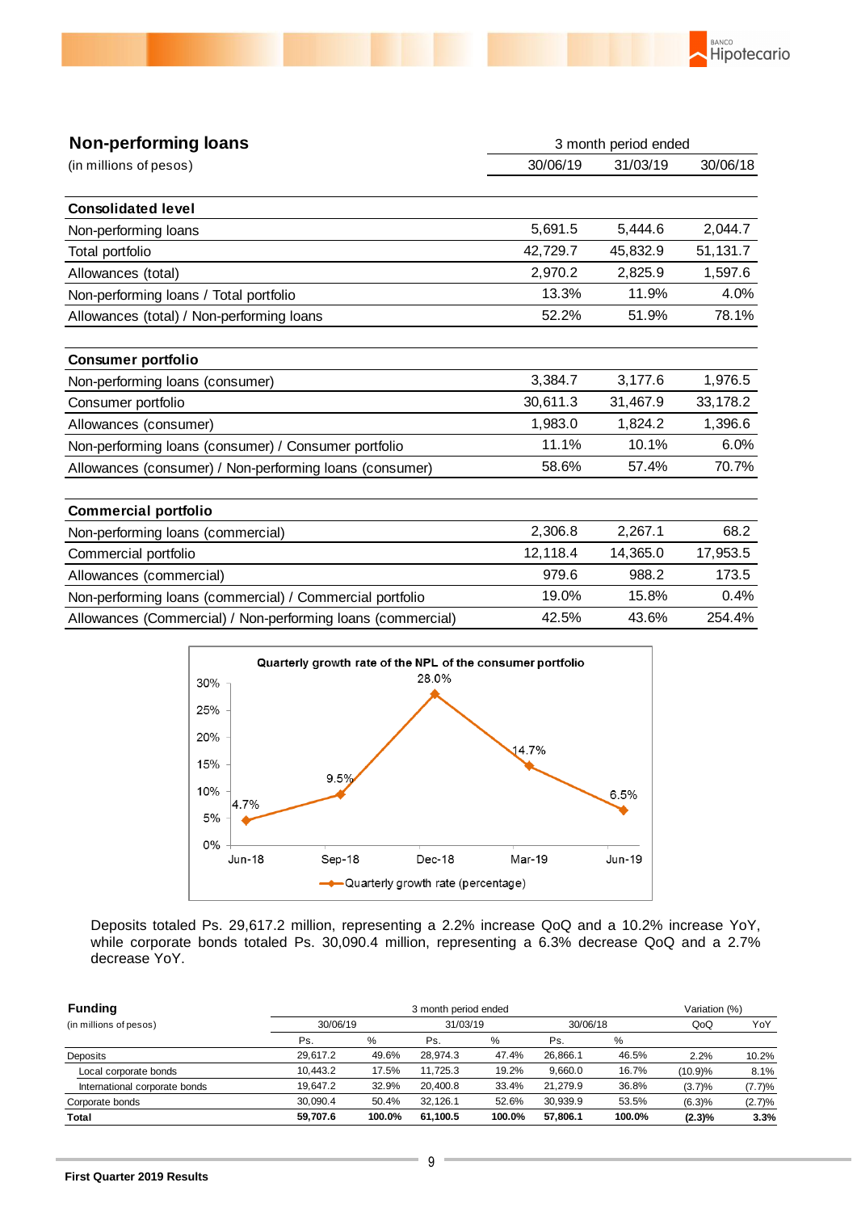## Non-performing loans

| (in millions of pesos) | 3 month period ended | | |
|---|---|---|---|
| | 30/06/19 | 31/03/19 | 30/06/18 |
| **Consolidated level** | | | |
| Non-performing loans | 5,691.5 | 5,444.6 | 2,044.7 |
| Total portfolio | 42,729.7 | 45,832.9 | 51,131.7 |
| Allowances (total) | 2,970.2 | 2,825.9 | 1,597.6 |
| Non-performing loans / Total portfolio | 13.3% | 11.9% | 4.0% |
| Allowances (total) / Non-performing loans | 52.2% | 51.9% | 78.1% |
| **Consumer portfolio** | | | |
| Non-performing loans (consumer) | 3,384.7 | 3,177.6 | 1,976.5 |
| Consumer portfolio | 30,611.3 | 31,467.9 | 33,178.2 |
| Allowances (consumer) | 1,983.0 | 1,824.2 | 1,396.6 |
| Non-performing loans (consumer) / Consumer portfolio | 11.1% | 10.1% | 6.0% |
| Allowances (consumer) / Non-performing loans (consumer) | 58.6% | 57.4% | 70.7% |
| **Commercial portfolio** | | | |
| Non-performing loans (commercial) | 2,306.8 | 2,267.1 | 68.2 |
| Commercial portfolio | 12,118.4 | 14,365.0 | 17,953.5 |
| Allowances (commercial) | 979.6 | 988.2 | 173.5 |
| Non-performing loans (commercial) / Commercial portfolio | 19.0% | 15.8% | 0.4% |
| Allowances (Commercial) / Non-performing loans (commercial) | 42.5% | 43.6% | 254.4% |

**Quarterly growth rate of the NPL of the consumer portfolio**

| | Jun-18 | Sep-18 | Dec-18 | Mar-19 | Jun-19 |
|---|---|---|---|---|---|
| Quarterly growth rate (percentage) | 4.7% | 9.5% | 28.0% | 14.7% | 6.5% |

Deposits totaled Ps. 29,617.2 million, representing a 2.2% increase QoQ and a 10.2% increase YoY, while corporate bonds totaled Ps. 30,090.4 million, representing a 6.3% decrease QoQ and a 2.7% decrease YoY.

| **Funding** (in millions of pesos) | 3 month period ended | | | | | | Variation (%) | |
|---|---|---|---|---|---|---|---|---|
| | 30/06/19 | | 31/03/19 | | 30/06/18 | | QoQ | YoY |
| | Ps. | % | Ps. | % | Ps. | % | | |
| Deposits | 29,617.2 | 49.6% | 28,974.3 | 47.4% | 26,866.1 | 46.5% | 2.2% | 10.2% |
| Local corporate bonds | 10,443.2 | 17.5% | 11,725.3 | 19.2% | 9,660.0 | 16.7% | (10.9)% | 8.1% |
| International corporate bonds | 19,647.2 | 32.9% | 20,400.8 | 33.4% | 21,279.9 | 36.8% | (3.7)% | (7.7)% |
| Corporate bonds | 30,090.4 | 50.4% | 32,126.1 | 52.6% | 30,939.9 | 53.5% | (6.3)% | (2.7)% |
| **Total** | **59,707.6** | **100.0%** | **61,100.5** | **100.0%** | **57,806.1** | **100.0%** | **(2.3)%** | **3.3%** |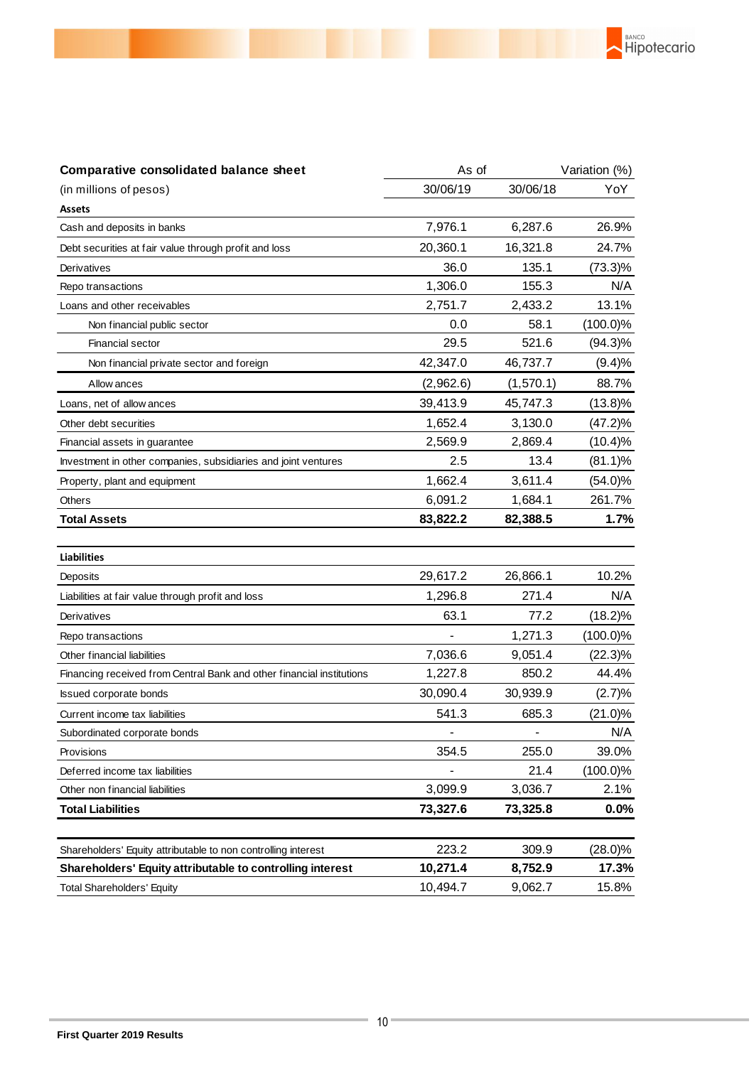| **Comparative consolidated balance sheet** | As of | | Variation (%) |
|---|---|---|---|
| (in millions of pesos) | 30/06/19 | 30/06/18 | YoY |
| **Assets** | | | |
| Cash and deposits in banks | 7,976.1 | 6,287.6 | 26.9% |
| Debt securities at fair value through profit and loss | 20,360.1 | 16,321.8 | 24.7% |
| Derivatives | 36.0 | 135.1 | (73.3)% |
| Repo transactions | 1,306.0 | 155.3 | N/A |
| Loans and other receivables | 2,751.7 | 2,433.2 | 13.1% |
| Non financial public sector | 0.0 | 58.1 | (100.0)% |
| Financial sector | 29.5 | 521.6 | (94.3)% |
| Non financial private sector and foreign | 42,347.0 | 46,737.7 | (9.4)% |
| Allowances | (2,962.6) | (1,570.1) | 88.7% |
| Loans, net of allowances | 39,413.9 | 45,747.3 | (13.8)% |
| Other debt securities | 1,652.4 | 3,130.0 | (47.2)% |
| Financial assets in guarantee | 2,569.9 | 2,869.4 | (10.4)% |
| Investment in other companies, subsidiaries and joint ventures | 2.5 | 13.4 | (81.1)% |
| Property, plant and equipment | 1,662.4 | 3,611.4 | (54.0)% |
| Others | 6,091.2 | 1,684.1 | 261.7% |
| **Total Assets** | **83,822.2** | **82,388.5** | **1.7%** |
| | | | |
| **Liabilities** | | | |
| Deposits | 29,617.2 | 26,866.1 | 10.2% |
| Liabilities at fair value through profit and loss | 1,296.8 | 271.4 | N/A |
| Derivatives | 63.1 | 77.2 | (18.2)% |
| Repo transactions | - | 1,271.3 | (100.0)% |
| Other financial liabilities | 7,036.6 | 9,051.4 | (22.3)% |
| Financing received from Central Bank and other financial institutions | 1,227.8 | 850.2 | 44.4% |
| Issued corporate bonds | 30,090.4 | 30,939.9 | (2.7)% |
| Current income tax liabilities | 541.3 | 685.3 | (21.0)% |
| Subordinated corporate bonds | - | - | N/A |
| Provisions | 354.5 | 255.0 | 39.0% |
| Deferred income tax liabilities | - | 21.4 | (100.0)% |
| Other non financial liabilities | 3,099.9 | 3,036.7 | 2.1% |
| **Total Liabilities** | **73,327.6** | **73,325.8** | **0.0%** |
| | | | |
| Shareholders' Equity attributable to non controlling interest | 223.2 | 309.9 | (28.0)% |
| **Shareholders' Equity attributable to controlling interest** | **10,271.4** | **8,752.9** | **17.3%** |
| Total Shareholders' Equity | 10,494.7 | 9,062.7 | 15.8% |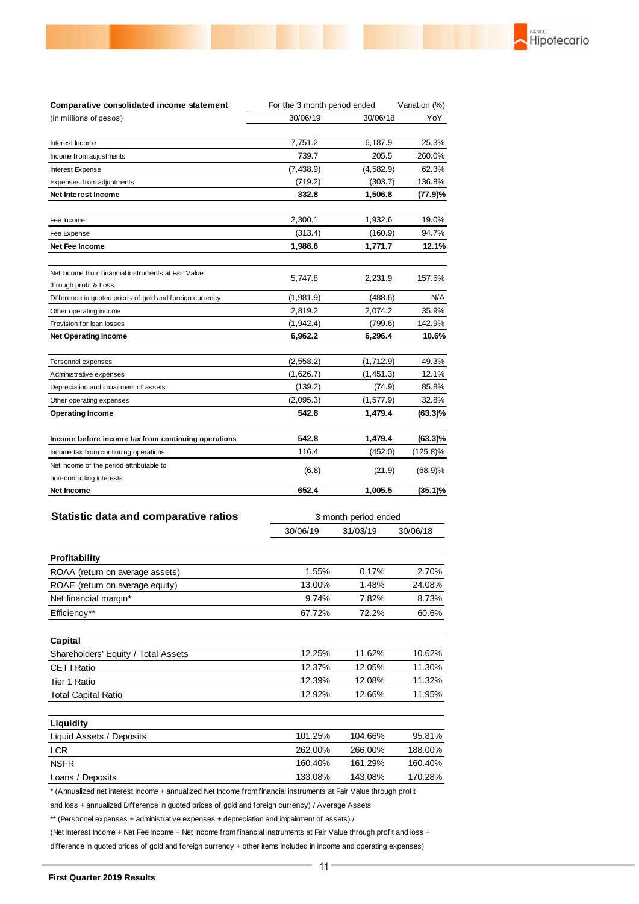| Comparative consolidated income statement (in millions of pesos) | For the 3 month period ended 30/06/19 | 30/06/18 | Variation (%) YoY |
|---|---|---|---|
| Interest Income | 7,751.2 | 6,187.9 | 25.3% |
| Income from adjustments | 739.7 | 205.5 | 260.0% |
| Interest Expense | (7,438.9) | (4,582.9) | 62.3% |
| Expenses from adjuntments | (719.2) | (303.7) | 136.8% |
| **Net Interest Income** | **332.8** | **1,506.8** | **(77.9)%** |
| Fee Income | 2,300.1 | 1,932.6 | 19.0% |
| Fee Expense | (313.4) | (160.9) | 94.7% |
| **Net Fee Income** | **1,986.6** | **1,771.7** | **12.1%** |
| Net Income from financial instruments at Fair Value through profit & Loss | 5,747.8 | 2,231.9 | 157.5% |
| Difference in quoted prices of gold and foreign currency | (1,981.9) | (488.6) | N/A |
| Other operating income | 2,819.2 | 2,074.2 | 35.9% |
| Provision for loan losses | (1,942.4) | (799.6) | 142.9% |
| **Net Operating Income** | **6,962.2** | **6,296.4** | **10.6%** |
| Personnel expenses | (2,558.2) | (1,712.9) | 49.3% |
| Administrative expenses | (1,626.7) | (1,451.3) | 12.1% |
| Depreciation and impairment of assets | (139.2) | (74.9) | 85.8% |
| Other operating expenses | (2,095.3) | (1,577.9) | 32.8% |
| **Operating Income** | **542.8** | **1,479.4** | **(63.3)%** |
| **Income before income tax from continuing operations** | **542.8** | **1,479.4** | **(63.3)%** |
| Income tax from continuing operations | 116.4 | (452.0) | (125.8)% |
| Net income of the period attributable to non-controlling interests | (6.8) | (21.9) | (68.9)% |
| **Net Income** | **652.4** | **1,005.5** | **(35.1)%** |

## Statistic data and comparative ratios

| | 3 month period ended 30/06/19 | 31/03/19 | 30/06/18 |
|---|---|---|---|
| **Profitability** | | | |
| ROAA (return on average assets) | 1.55% | 0.17% | 2.70% |
| ROAE (return on average equity) | 13.00% | 1.48% | 24.08% |
| Net financial margin* | 9.74% | 7.82% | 8.73% |
| Efficiency** | 67.72% | 72.2% | 60.6% |
| **Capital** | | | |
| Shareholders' Equity / Total Assets | 12.25% | 11.62% | 10.62% |
| CET I Ratio | 12.37% | 12.05% | 11.30% |
| Tier 1 Ratio | 12.39% | 12.08% | 11.32% |
| Total Capital Ratio | 12.92% | 12.66% | 11.95% |
| **Liquidity** | | | |
| Liquid Assets / Deposits | 101.25% | 104.66% | 95.81% |
| LCR | 262.00% | 266.00% | 188.00% |
| NSFR | 160.40% | 161.29% | 160.40% |
| Loans / Deposits | 133.08% | 143.08% | 170.28% |

* (Annualized net interest income + annualized Net Income from financial instruments at Fair Value through profit and loss + annualized Difference in quoted prices of gold and foreign currency) / Average Assets

** (Personnel expenses + administrative expenses + depreciation and impairment of assets) / (Net Interest Income + Net Fee Income + Net Income from financial instruments at Fair Value through profit and loss + difference in quoted prices of gold and foreign currency + other items included in income and operating expenses)

**First Quarter 2019 Results**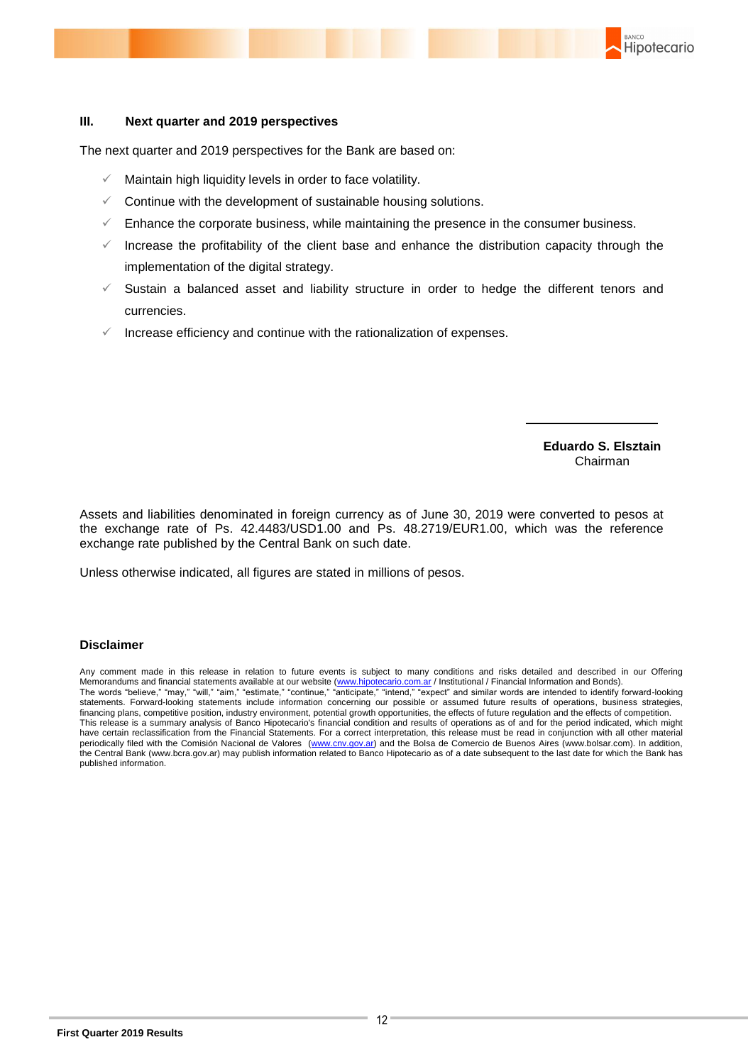## III. Next quarter and 2019 perspectives

The next quarter and 2019 perspectives for the Bank are based on:

- ✓ Maintain high liquidity levels in order to face volatility.
- ✓ Continue with the development of sustainable housing solutions.
- ✓ Enhance the corporate business, while maintaining the presence in the consumer business.
- ✓ Increase the profitability of the client base and enhance the distribution capacity through the implementation of the digital strategy.
- ✓ Sustain a balanced asset and liability structure in order to hedge the different tenors and currencies.
- ✓ Increase efficiency and continue with the rationalization of expenses.

**Eduardo S. Elsztain**
Chairman

Assets and liabilities denominated in foreign currency as of June 30, 2019 were converted to pesos at the exchange rate of Ps. 42.4483/USD1.00 and Ps. 48.2719/EUR1.00, which was the reference exchange rate published by the Central Bank on such date.

Unless otherwise indicated, all figures are stated in millions of pesos.

### Disclaimer

Any comment made in this release in relation to future events is subject to many conditions and risks detailed and described in our Offering Memorandums and financial statements available at our website (www.hipotecario.com.ar / Institutional / Financial Information and Bonds).
The words "believe," "may," "will," "aim," "estimate," "continue," "anticipate," "intend," "expect" and similar words are intended to identify forward-looking statements. Forward-looking statements include information concerning our possible or assumed future results of operations, business strategies, financing plans, competitive position, industry environment, potential growth opportunities, the effects of future regulation and the effects of competition.
This release is a summary analysis of Banco Hipotecario's financial condition and results of operations as of and for the period indicated, which might have certain reclassification from the Financial Statements. For a correct interpretation, this release must be read in conjunction with all other material periodically filed with the Comisión Nacional de Valores (www.cnv.gov.ar) and the Bolsa de Comercio de Buenos Aires (www.bolsar.com). In addition, the Central Bank (www.bcra.gov.ar) may publish information related to Banco Hipotecario as of a date subsequent to the last date for which the Bank has published information.